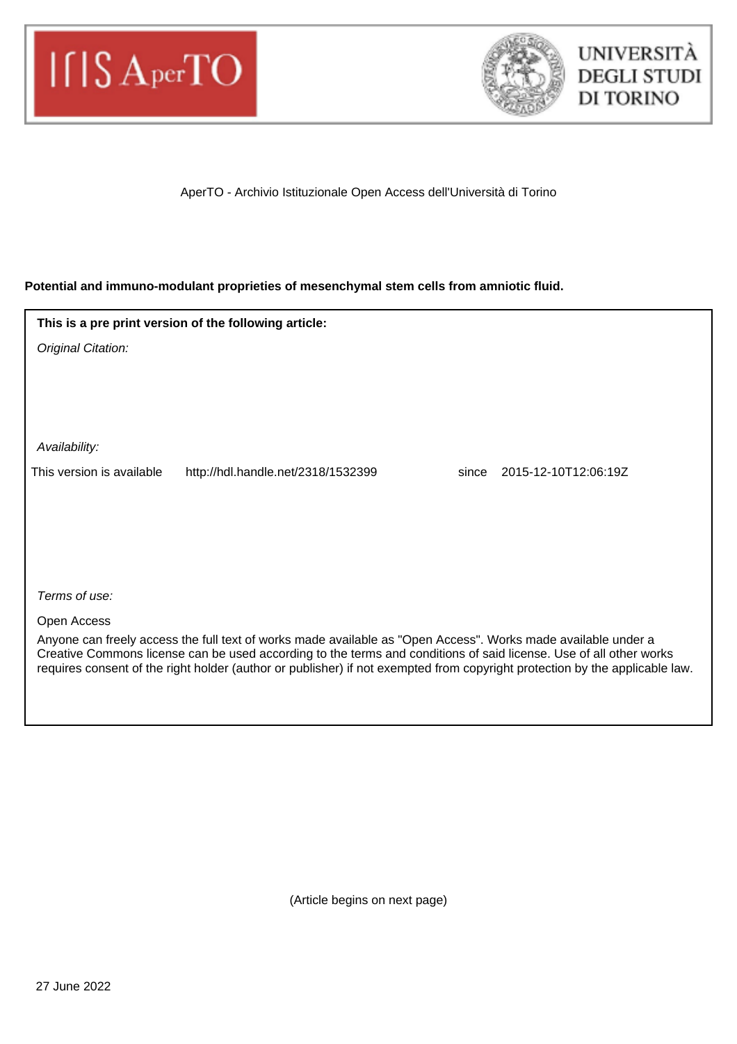AperTO - Archivio Istituzionale Open Access dell'Università di Torino

**Potential and immuno-modulant proprieties of mesenchymal stem cells from amniotic fluid.**

**This is a pre print version of the following article:**

*Original Citation:*

*Availability:*

This version is available http://hdl.handle.net/2318/1532399 since 2015-12-10T12:06:19Z

*Terms of use:*

Open Access

Anyone can freely access the full text of works made available as "Open Access". Works made available under a Creative Commons license can be used according to the terms and conditions of said license. Use of all other works requires consent of the right holder (author or publisher) if not exempted from copyright protection by the applicable law.

(Article begins on next page)

27 June 2022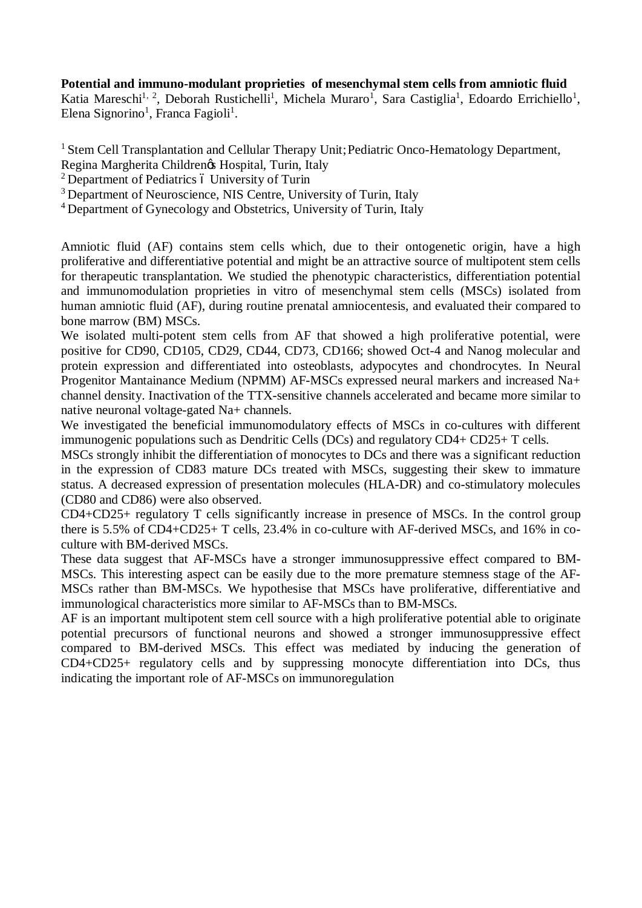**Potential and immuno-modulant proprieties of mesenchymal stem cells from amniotic fluid**

Katia Mareschi[1, 2], Deborah Rustichelli[1], Michela Muraro[1], Sara Castiglia[1], Edoardo Errichiello[1], Elena Signorino[1], Franca Fagioli[1].

[1] Stem Cell Transplantation and Cellular Therapy Unit; Pediatric Onco-Hematology Department, Regina Margherita Childrenǿs Hospital, Turin, Italy

[2] Department of Pediatrics ó University of Turin

[3] Department of Neuroscience, NIS Centre, University of Turin, Italy

[4] Department of Gynecology and Obstetrics, University of Turin, Italy

Amniotic fluid (AF) contains stem cells which, due to their ontogenetic origin, have a high proliferative and differentiative potential and might be an attractive source of multipotent stem cells for therapeutic transplantation. We studied the phenotypic characteristics, differentiation potential and immunomodulation proprieties in vitro of mesenchymal stem cells (MSCs) isolated from human amniotic fluid (AF), during routine prenatal amniocentesis, and evaluated their compared to bone marrow (BM) MSCs.

We isolated multi-potent stem cells from AF that showed a high proliferative potential, were positive for CD90, CD105, CD29, CD44, CD73, CD166; showed Oct-4 and Nanog molecular and protein expression and differentiated into osteoblasts, adypocytes and chondrocytes. In Neural Progenitor Mantainance Medium (NPMM) AF-MSCs expressed neural markers and increased Na+ channel density. Inactivation of the TTX-sensitive channels accelerated and became more similar to native neuronal voltage-gated Na+ channels.

We investigated the beneficial immunomodulatory effects of MSCs in co-cultures with different immunogenic populations such as Dendritic Cells (DCs) and regulatory CD4+ CD25+ T cells.

MSCs strongly inhibit the differentiation of monocytes to DCs and there was a significant reduction in the expression of CD83 mature DCs treated with MSCs, suggesting their skew to immature status. A decreased expression of presentation molecules (HLA-DR) and co-stimulatory molecules (CD80 and CD86) were also observed.

CD4+CD25+ regulatory T cells significantly increase in presence of MSCs. In the control group there is 5.5% of CD4+CD25+ T cells, 23.4% in co-culture with AF-derived MSCs, and 16% in co-culture with BM-derived MSCs.

These data suggest that AF-MSCs have a stronger immunosuppressive effect compared to BM-MSCs. This interesting aspect can be easily due to the more premature stemness stage of the AF-MSCs rather than BM-MSCs. We hypothesise that MSCs have proliferative, differentiative and immunological characteristics more similar to AF-MSCs than to BM-MSCs.

AF is an important multipotent stem cell source with a high proliferative potential able to originate potential precursors of functional neurons and showed a stronger immunosuppressive effect compared to BM-derived MSCs. This effect was mediated by inducing the generation of CD4+CD25+ regulatory cells and by suppressing monocyte differentiation into DCs, thus indicating the important role of AF-MSCs on immunoregulation